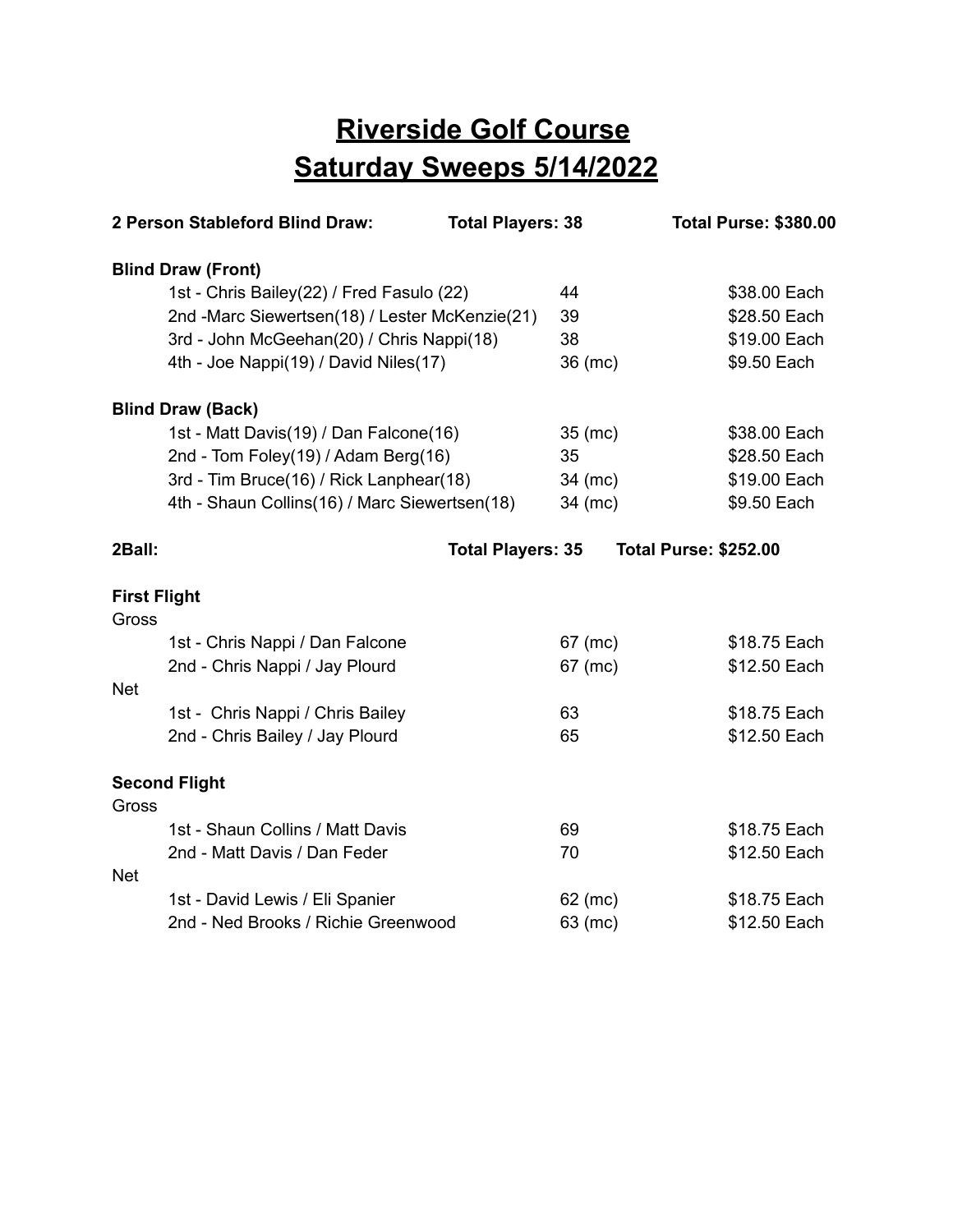# Riverside Golf Course

# Saturday Sweeps 5/14/2022

**2 Person Stableford Blind Draw:** **Total Players: 38** **Total Purse: $380.00**

**Blind Draw (Front)**

| Place | Team | Score | Payout |
|---|---|---|---|
| 1st | Chris Bailey(22) / Fred Fasulo (22) | 44 | $38.00 Each |
| 2nd | Marc Siewertsen(18) / Lester McKenzie(21) | 39 | $28.50 Each |
| 3rd | John McGeehan(20) / Chris Nappi(18) | 38 | $19.00 Each |
| 4th | Joe Nappi(19) / David Niles(17) | 36 (mc) | $9.50 Each |

**Blind Draw (Back)**

| Place | Team | Score | Payout |
|---|---|---|---|
| 1st | Matt Davis(19) / Dan Falcone(16) | 35 (mc) | $38.00 Each |
| 2nd | Tom Foley(19) / Adam Berg(16) | 35 | $28.50 Each |
| 3rd | Tim Bruce(16) / Rick Lanphear(18) | 34 (mc) | $19.00 Each |
| 4th | Shaun Collins(16) / Marc Siewertsen(18) | 34 (mc) | $9.50 Each |

**2Ball:** **Total Players: 35** **Total Purse: $252.00**

**First Flight**

Gross

| Place | Team | Score | Payout |
|---|---|---|---|
| 1st | Chris Nappi / Dan Falcone | 67 (mc) | $18.75 Each |
| 2nd | Chris Nappi / Jay Plourd | 67 (mc) | $12.50 Each |

Net

| Place | Team | Score | Payout |
|---|---|---|---|
| 1st | Chris Nappi / Chris Bailey | 63 | $18.75 Each |
| 2nd | Chris Bailey / Jay Plourd | 65 | $12.50 Each |

**Second Flight**

Gross

| Place | Team | Score | Payout |
|---|---|---|---|
| 1st | Shaun Collins / Matt Davis | 69 | $18.75 Each |
| 2nd | Matt Davis / Dan Feder | 70 | $12.50 Each |

Net

| Place | Team | Score | Payout |
|---|---|---|---|
| 1st | David Lewis / Eli Spanier | 62 (mc) | $18.75 Each |
| 2nd | Ned Brooks / Richie Greenwood | 63 (mc) | $12.50 Each |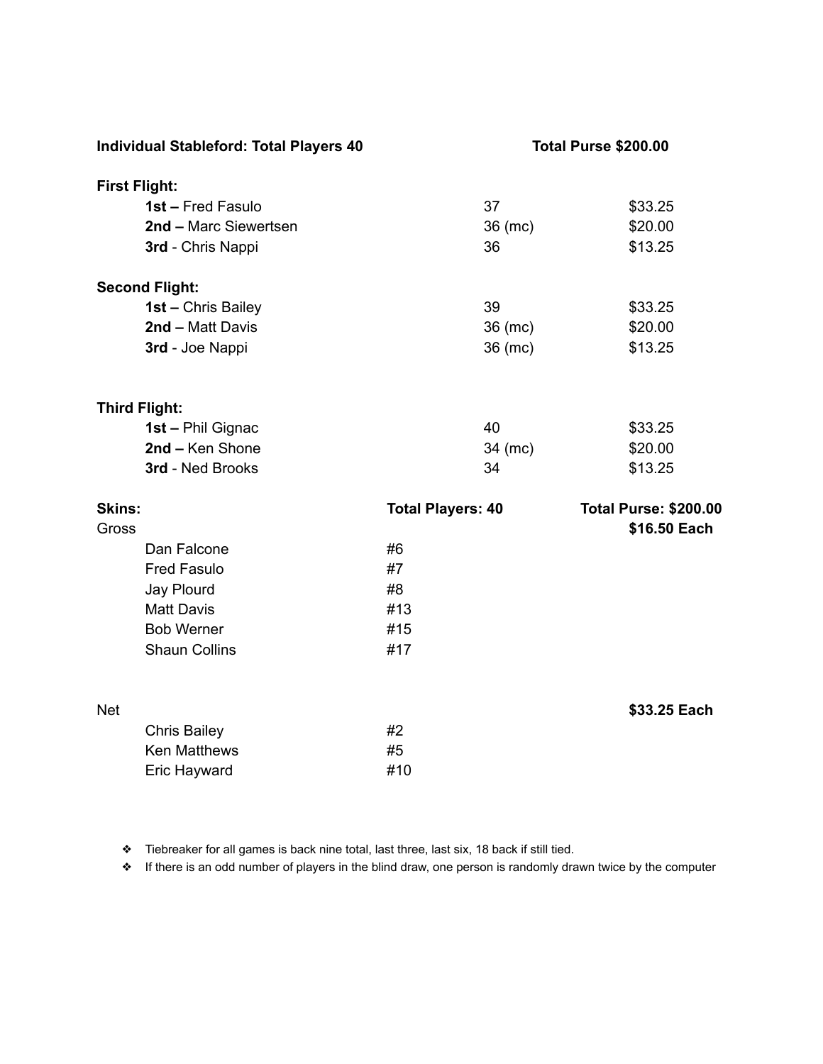**Individual Stableford: Total Players 40** **Total Purse $200.00**

**First Flight:**

| | | |
|---|---|---|
| **1st –** Fred Fasulo | 37 | $33.25 |
| **2nd –** Marc Siewertsen | 36 (mc) | $20.00 |
| **3rd** - Chris Nappi | 36 | $13.25 |

**Second Flight:**

| | | |
|---|---|---|
| **1st –** Chris Bailey | 39 | $33.25 |
| **2nd –** Matt Davis | 36 (mc) | $20.00 |
| **3rd** - Joe Nappi | 36 (mc) | $13.25 |

**Third Flight:**

| | | |
|---|---|---|
| **1st –** Phil Gignac | 40 | $33.25 |
| **2nd –** Ken Shone | 34 (mc) | $20.00 |
| **3rd** - Ned Brooks | 34 | $13.25 |

**Skins:** **Total Players: 40** **Total Purse: $200.00**

Gross **$16.50 Each**

| | |
|---|---|
| Dan Falcone | #6 |
| Fred Fasulo | #7 |
| Jay Plourd | #8 |
| Matt Davis | #13 |
| Bob Werner | #15 |
| Shaun Collins | #17 |

Net **$33.25 Each**

| | |
|---|---|
| Chris Bailey | #2 |
| Ken Matthews | #5 |
| Eric Hayward | #10 |

- Tiebreaker for all games is back nine total, last three, last six, 18 back if still tied.
- If there is an odd number of players in the blind draw, one person is randomly drawn twice by the computer